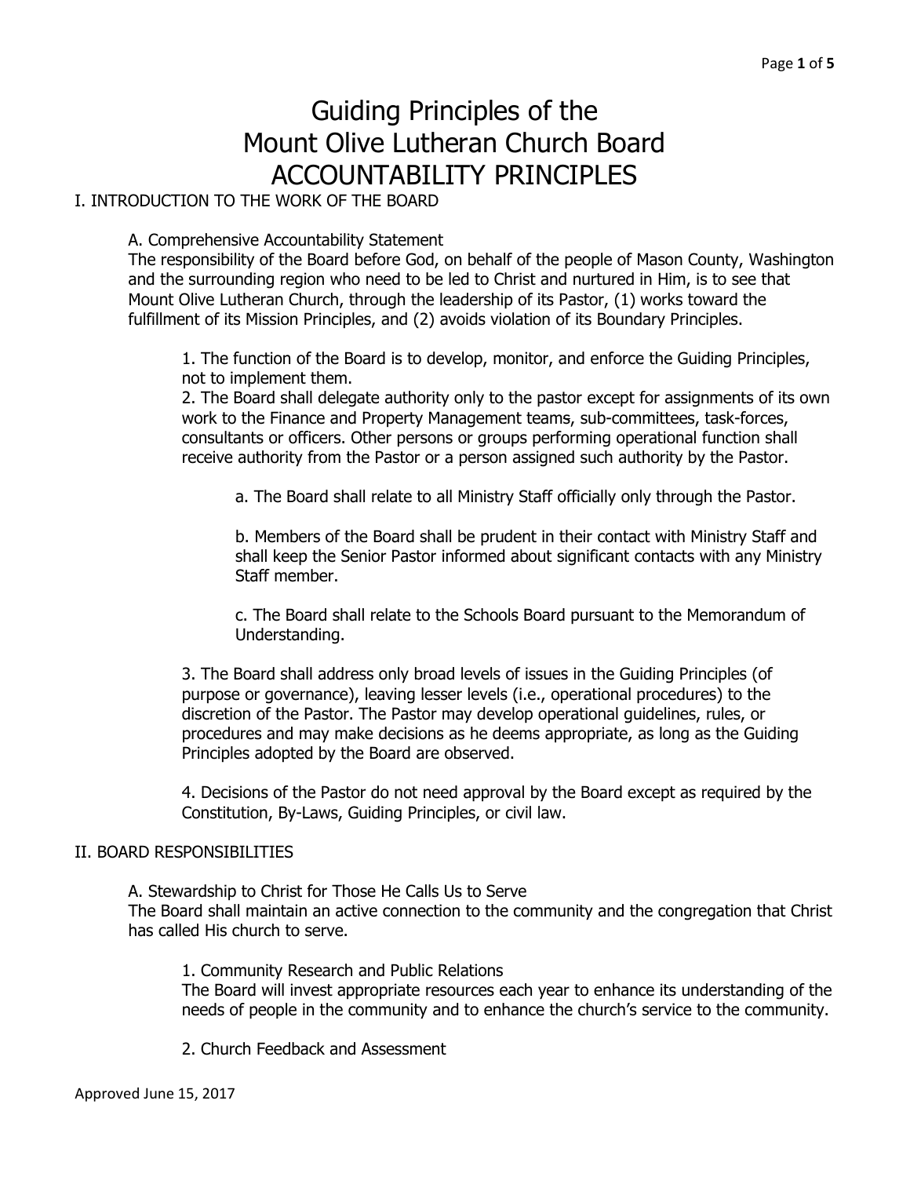# Guiding Principles of the Mount Olive Lutheran Church Board ACCOUNTABILITY PRINCIPLES

## I. INTRODUCTION TO THE WORK OF THE BOARD

### A. Comprehensive Accountability Statement

The responsibility of the Board before God, on behalf of the people of Mason County, Washington and the surrounding region who need to be led to Christ and nurtured in Him, is to see that Mount Olive Lutheran Church, through the leadership of its Pastor, (1) works toward the fulfillment of its Mission Principles, and (2) avoids violation of its Boundary Principles.

1. The function of the Board is to develop, monitor, and enforce the Guiding Principles, not to implement them.
2. The Board shall delegate authority only to the pastor except for assignments of its own work to the Finance and Property Management teams, sub-committees, task-forces, consultants or officers. Other persons or groups performing operational function shall receive authority from the Pastor or a person assigned such authority by the Pastor.

   a. The Board shall relate to all Ministry Staff officially only through the Pastor.

   b. Members of the Board shall be prudent in their contact with Ministry Staff and shall keep the Senior Pastor informed about significant contacts with any Ministry Staff member.

   c. The Board shall relate to the Schools Board pursuant to the Memorandum of Understanding.

3. The Board shall address only broad levels of issues in the Guiding Principles (of purpose or governance), leaving lesser levels (i.e., operational procedures) to the discretion of the Pastor. The Pastor may develop operational guidelines, rules, or procedures and may make decisions as he deems appropriate, as long as the Guiding Principles adopted by the Board are observed.

4. Decisions of the Pastor do not need approval by the Board except as required by the Constitution, By-Laws, Guiding Principles, or civil law.

## II. BOARD RESPONSIBILITIES

### A. Stewardship to Christ for Those He Calls Us to Serve

The Board shall maintain an active connection to the community and the congregation that Christ has called His church to serve.

1. Community Research and Public Relations
   The Board will invest appropriate resources each year to enhance its understanding of the needs of people in the community and to enhance the church's service to the community.

2. Church Feedback and Assessment

Approved June 15, 2017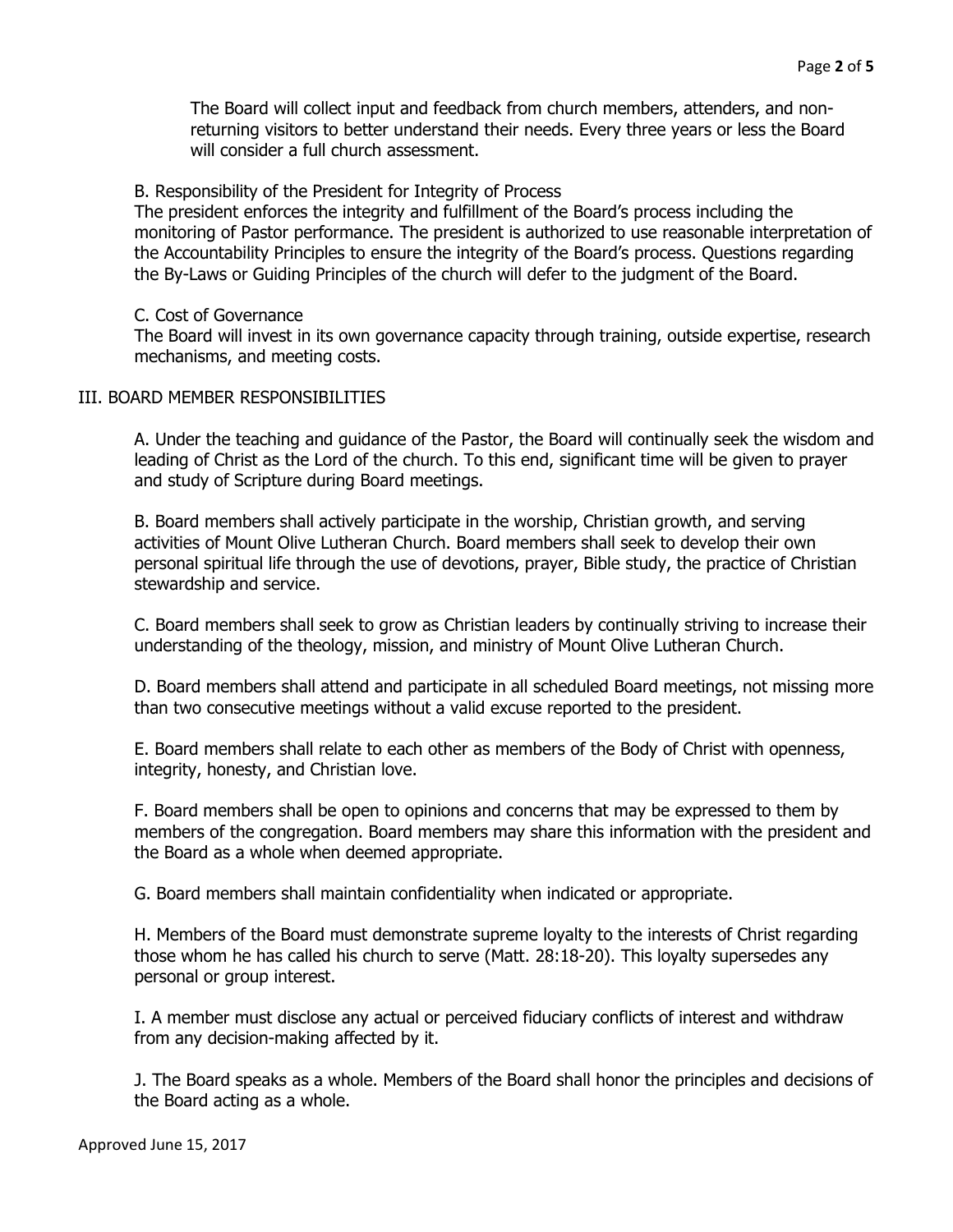The Board will collect input and feedback from church members, attenders, and non-returning visitors to better understand their needs. Every three years or less the Board will consider a full church assessment.

B. Responsibility of the President for Integrity of Process
The president enforces the integrity and fulfillment of the Board's process including the monitoring of Pastor performance. The president is authorized to use reasonable interpretation of the Accountability Principles to ensure the integrity of the Board's process. Questions regarding the By-Laws or Guiding Principles of the church will defer to the judgment of the Board.

C. Cost of Governance
The Board will invest in its own governance capacity through training, outside expertise, research mechanisms, and meeting costs.

## III. BOARD MEMBER RESPONSIBILITIES

A. Under the teaching and guidance of the Pastor, the Board will continually seek the wisdom and leading of Christ as the Lord of the church. To this end, significant time will be given to prayer and study of Scripture during Board meetings.

B. Board members shall actively participate in the worship, Christian growth, and serving activities of Mount Olive Lutheran Church. Board members shall seek to develop their own personal spiritual life through the use of devotions, prayer, Bible study, the practice of Christian stewardship and service.

C. Board members shall seek to grow as Christian leaders by continually striving to increase their understanding of the theology, mission, and ministry of Mount Olive Lutheran Church.

D. Board members shall attend and participate in all scheduled Board meetings, not missing more than two consecutive meetings without a valid excuse reported to the president.

E. Board members shall relate to each other as members of the Body of Christ with openness, integrity, honesty, and Christian love.

F. Board members shall be open to opinions and concerns that may be expressed to them by members of the congregation. Board members may share this information with the president and the Board as a whole when deemed appropriate.

G. Board members shall maintain confidentiality when indicated or appropriate.

H. Members of the Board must demonstrate supreme loyalty to the interests of Christ regarding those whom he has called his church to serve (Matt. 28:18-20). This loyalty supersedes any personal or group interest.

I. A member must disclose any actual or perceived fiduciary conflicts of interest and withdraw from any decision-making affected by it.

J. The Board speaks as a whole. Members of the Board shall honor the principles and decisions of the Board acting as a whole.

Approved June 15, 2017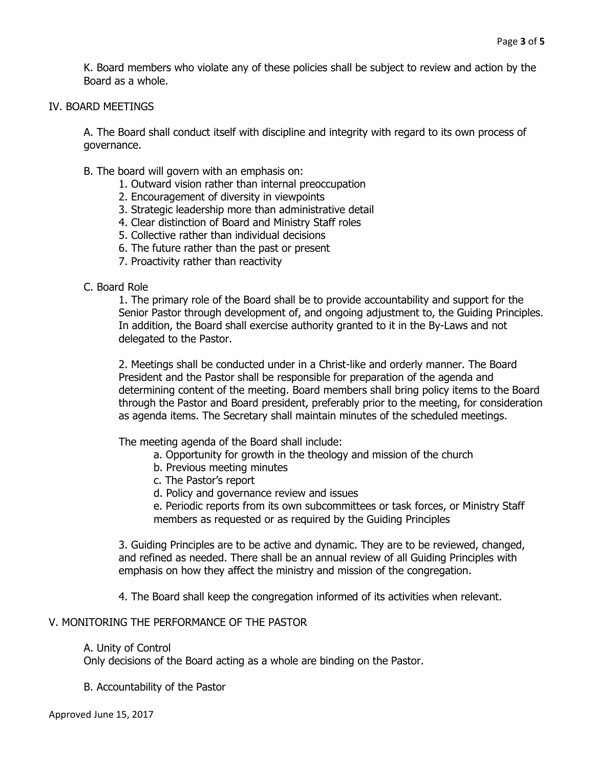K. Board members who violate any of these policies shall be subject to review and action by the Board as a whole.

## IV. BOARD MEETINGS

A. The Board shall conduct itself with discipline and integrity with regard to its own process of governance.

B. The board will govern with an emphasis on:

1. Outward vision rather than internal preoccupation
2. Encouragement of diversity in viewpoints
3. Strategic leadership more than administrative detail
4. Clear distinction of Board and Ministry Staff roles
5. Collective rather than individual decisions
6. The future rather than the past or present
7. Proactivity rather than reactivity

C. Board Role

1. The primary role of the Board shall be to provide accountability and support for the Senior Pastor through development of, and ongoing adjustment to, the Guiding Principles. In addition, the Board shall exercise authority granted to it in the By-Laws and not delegated to the Pastor.

2. Meetings shall be conducted under in a Christ-like and orderly manner. The Board President and the Pastor shall be responsible for preparation of the agenda and determining content of the meeting. Board members shall bring policy items to the Board through the Pastor and Board president, preferably prior to the meeting, for consideration as agenda items. The Secretary shall maintain minutes of the scheduled meetings.

   The meeting agenda of the Board shall include:

   a. Opportunity for growth in the theology and mission of the church
   b. Previous meeting minutes
   c. The Pastor's report
   d. Policy and governance review and issues
   e. Periodic reports from its own subcommittees or task forces, or Ministry Staff members as requested or as required by the Guiding Principles

3. Guiding Principles are to be active and dynamic. They are to be reviewed, changed, and refined as needed. There shall be an annual review of all Guiding Principles with emphasis on how they affect the ministry and mission of the congregation.

4. The Board shall keep the congregation informed of its activities when relevant.

## V. MONITORING THE PERFORMANCE OF THE PASTOR

A. Unity of Control
Only decisions of the Board acting as a whole are binding on the Pastor.

B. Accountability of the Pastor

Approved June 15, 2017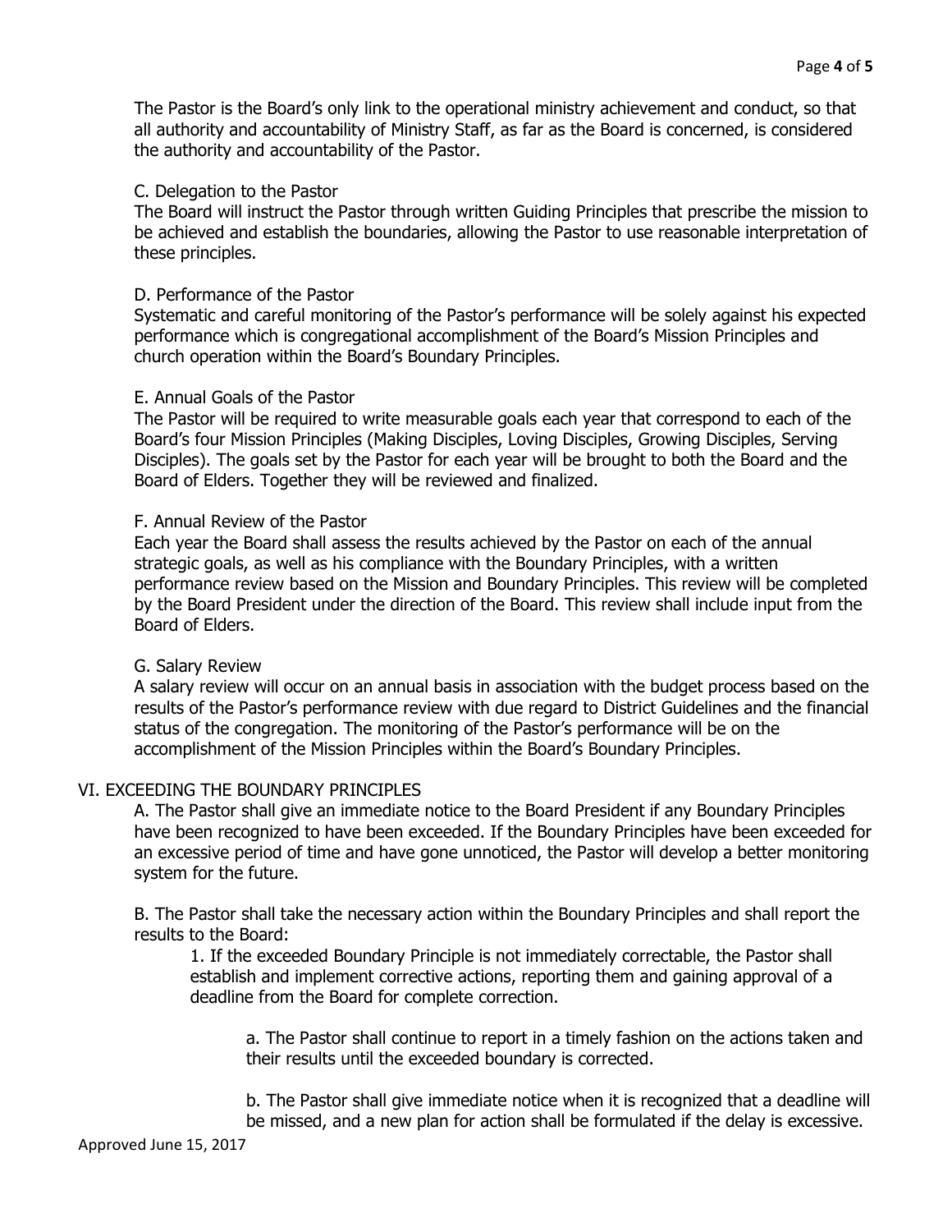The Pastor is the Board's only link to the operational ministry achievement and conduct, so that all authority and accountability of Ministry Staff, as far as the Board is concerned, is considered the authority and accountability of the Pastor.

C. Delegation to the Pastor

The Board will instruct the Pastor through written Guiding Principles that prescribe the mission to be achieved and establish the boundaries, allowing the Pastor to use reasonable interpretation of these principles.

D. Performance of the Pastor

Systematic and careful monitoring of the Pastor's performance will be solely against his expected performance which is congregational accomplishment of the Board's Mission Principles and church operation within the Board's Boundary Principles.

E. Annual Goals of the Pastor

The Pastor will be required to write measurable goals each year that correspond to each of the Board's four Mission Principles (Making Disciples, Loving Disciples, Growing Disciples, Serving Disciples). The goals set by the Pastor for each year will be brought to both the Board and the Board of Elders. Together they will be reviewed and finalized.

F. Annual Review of the Pastor

Each year the Board shall assess the results achieved by the Pastor on each of the annual strategic goals, as well as his compliance with the Boundary Principles, with a written performance review based on the Mission and Boundary Principles. This review will be completed by the Board President under the direction of the Board. This review shall include input from the Board of Elders.

G. Salary Review

A salary review will occur on an annual basis in association with the budget process based on the results of the Pastor's performance review with due regard to District Guidelines and the financial status of the congregation. The monitoring of the Pastor's performance will be on the accomplishment of the Mission Principles within the Board's Boundary Principles.

## VI. EXCEEDING THE BOUNDARY PRINCIPLES

A. The Pastor shall give an immediate notice to the Board President if any Boundary Principles have been recognized to have been exceeded. If the Boundary Principles have been exceeded for an excessive period of time and have gone unnoticed, the Pastor will develop a better monitoring system for the future.

B. The Pastor shall take the necessary action within the Boundary Principles and shall report the results to the Board:

1. If the exceeded Boundary Principle is not immediately correctable, the Pastor shall establish and implement corrective actions, reporting them and gaining approval of a deadline from the Board for complete correction.

   a. The Pastor shall continue to report in a timely fashion on the actions taken and their results until the exceeded boundary is corrected.

   b. The Pastor shall give immediate notice when it is recognized that a deadline will be missed, and a new plan for action shall be formulated if the delay is excessive.

Approved June 15, 2017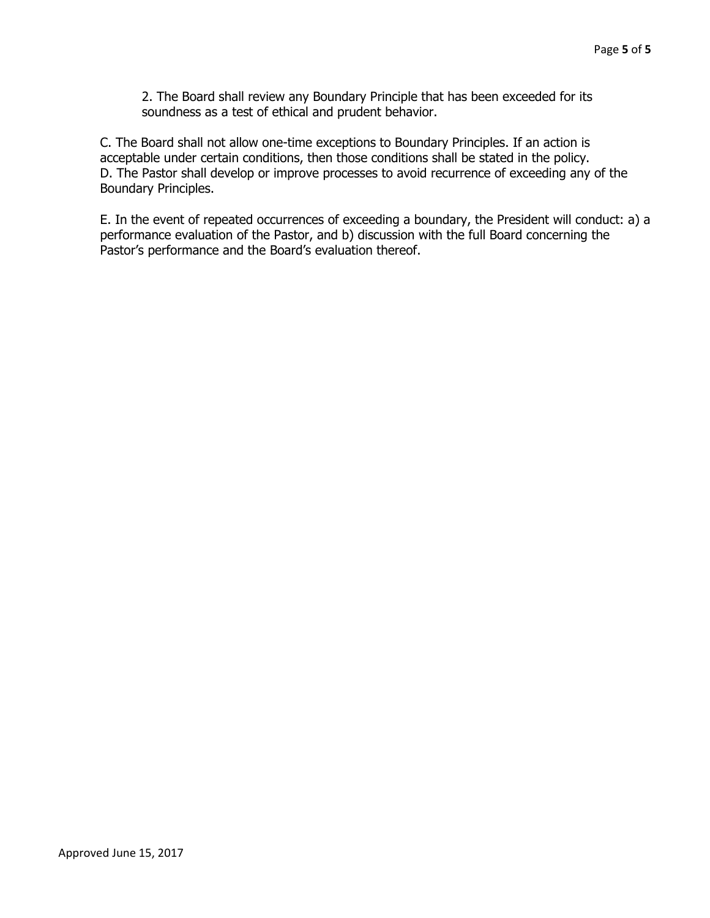2. The Board shall review any Boundary Principle that has been exceeded for its soundness as a test of ethical and prudent behavior.

C. The Board shall not allow one-time exceptions to Boundary Principles. If an action is acceptable under certain conditions, then those conditions shall be stated in the policy.
D. The Pastor shall develop or improve processes to avoid recurrence of exceeding any of the Boundary Principles.

E. In the event of repeated occurrences of exceeding a boundary, the President will conduct: a) a performance evaluation of the Pastor, and b) discussion with the full Board concerning the Pastor's performance and the Board's evaluation thereof.

Approved June 15, 2017